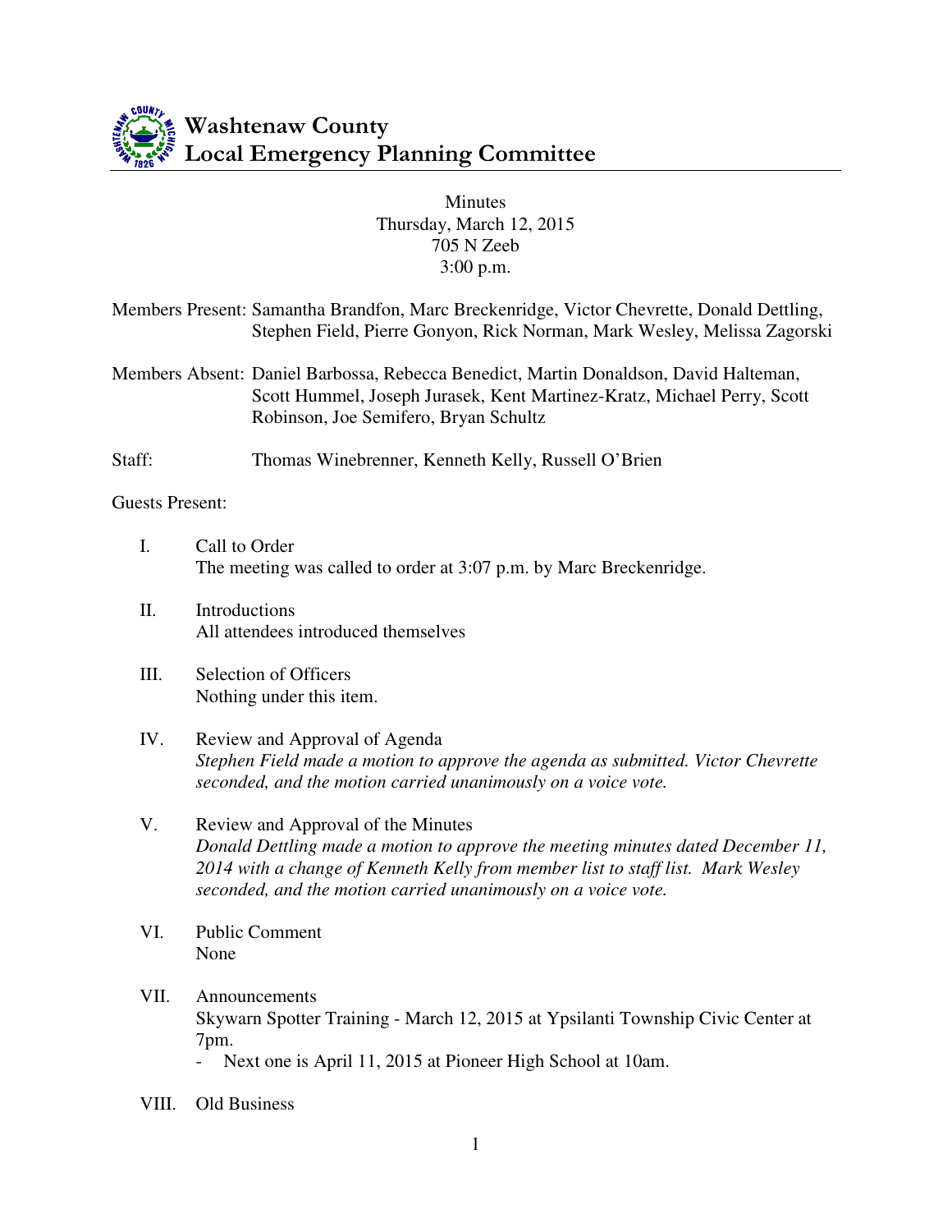# Washtenaw County
# Local Emergency Planning Committee

Minutes
Thursday, March 12, 2015
705 N Zeeb
3:00 p.m.

Members Present: Samantha Brandfon, Marc Breckenridge, Victor Chevrette, Donald Dettling, Stephen Field, Pierre Gonyon, Rick Norman, Mark Wesley, Melissa Zagorski

Members Absent: Daniel Barbossa, Rebecca Benedict, Martin Donaldson, David Halteman, Scott Hummel, Joseph Jurasek, Kent Martinez-Kratz, Michael Perry, Scott Robinson, Joe Semifero, Bryan Schultz

Staff: Thomas Winebrenner, Kenneth Kelly, Russell O'Brien

Guests Present:

I. Call to Order
The meeting was called to order at 3:07 p.m. by Marc Breckenridge.

II. Introductions
All attendees introduced themselves

III. Selection of Officers
Nothing under this item.

IV. Review and Approval of Agenda
*Stephen Field made a motion to approve the agenda as submitted. Victor Chevrette seconded, and the motion carried unanimously on a voice vote.*

V. Review and Approval of the Minutes
*Donald Dettling made a motion to approve the meeting minutes dated December 11, 2014 with a change of Kenneth Kelly from member list to staff list. Mark Wesley seconded, and the motion carried unanimously on a voice vote.*

VI. Public Comment
None

VII. Announcements
Skywarn Spotter Training - March 12, 2015 at Ypsilanti Township Civic Center at 7pm.
- Next one is April 11, 2015 at Pioneer High School at 10am.

VIII. Old Business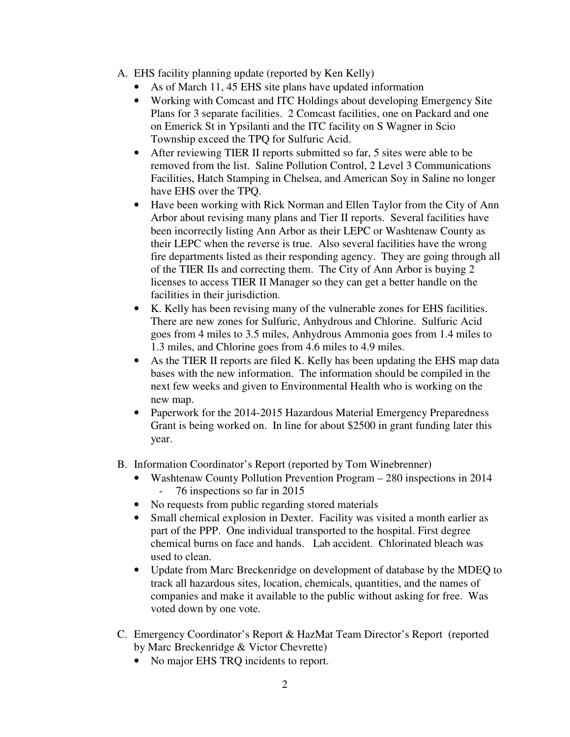A. EHS facility planning update (reported by Ken Kelly)
   - As of March 11, 45 EHS site plans have updated information
   - Working with Comcast and ITC Holdings about developing Emergency Site Plans for 3 separate facilities. 2 Comcast facilities, one on Packard and one on Emerick St in Ypsilanti and the ITC facility on S Wagner in Scio Township exceed the TPQ for Sulfuric Acid.
   - After reviewing TIER II reports submitted so far, 5 sites were able to be removed from the list. Saline Pollution Control, 2 Level 3 Communications Facilities, Hatch Stamping in Chelsea, and American Soy in Saline no longer have EHS over the TPQ.
   - Have been working with Rick Norman and Ellen Taylor from the City of Ann Arbor about revising many plans and Tier II reports. Several facilities have been incorrectly listing Ann Arbor as their LEPC or Washtenaw County as their LEPC when the reverse is true. Also several facilities have the wrong fire departments listed as their responding agency. They are going through all of the TIER IIs and correcting them. The City of Ann Arbor is buying 2 licenses to access TIER II Manager so they can get a better handle on the facilities in their jurisdiction.
   - K. Kelly has been revising many of the vulnerable zones for EHS facilities. There are new zones for Sulfuric, Anhydrous and Chlorine. Sulfuric Acid goes from 4 miles to 3.5 miles, Anhydrous Ammonia goes from 1.4 miles to 1.3 miles, and Chlorine goes from 4.6 miles to 4.9 miles.
   - As the TIER II reports are filed K. Kelly has been updating the EHS map data bases with the new information. The information should be compiled in the next few weeks and given to Environmental Health who is working on the new map.
   - Paperwork for the 2014-2015 Hazardous Material Emergency Preparedness Grant is being worked on. In line for about $2500 in grant funding later this year.

B. Information Coordinator's Report (reported by Tom Winebrenner)
   - Washtenaw County Pollution Prevention Program – 280 inspections in 2014
     - 76 inspections so far in 2015
   - No requests from public regarding stored materials
   - Small chemical explosion in Dexter. Facility was visited a month earlier as part of the PPP. One individual transported to the hospital. First degree chemical burns on face and hands. Lab accident. Chlorinated bleach was used to clean.
   - Update from Marc Breckenridge on development of database by the MDEQ to track all hazardous sites, location, chemicals, quantities, and the names of companies and make it available to the public without asking for free. Was voted down by one vote.

C. Emergency Coordinator's Report & HazMat Team Director's Report (reported by Marc Breckenridge & Victor Chevrette)
   - No major EHS TRQ incidents to report.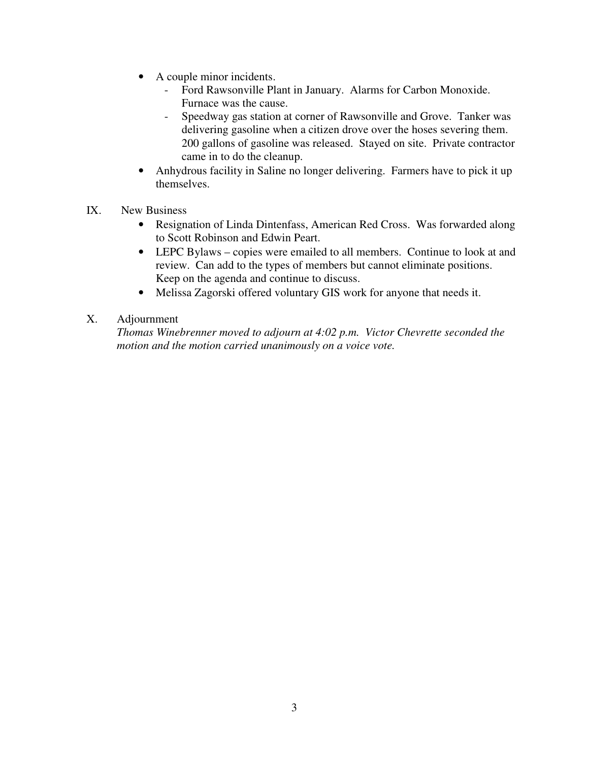- A couple minor incidents.
  - Ford Rawsonville Plant in January. Alarms for Carbon Monoxide. Furnace was the cause.
  - Speedway gas station at corner of Rawsonville and Grove. Tanker was delivering gasoline when a citizen drove over the hoses severing them. 200 gallons of gasoline was released. Stayed on site. Private contractor came in to do the cleanup.
- Anhydrous facility in Saline no longer delivering. Farmers have to pick it up themselves.

IX. New Business

- Resignation of Linda Dintenfass, American Red Cross. Was forwarded along to Scott Robinson and Edwin Peart.
- LEPC Bylaws – copies were emailed to all members. Continue to look at and review. Can add to the types of members but cannot eliminate positions. Keep on the agenda and continue to discuss.
- Melissa Zagorski offered voluntary GIS work for anyone that needs it.

X. Adjournment

*Thomas Winebrenner moved to adjourn at 4:02 p.m. Victor Chevrette seconded the motion and the motion carried unanimously on a voice vote.*